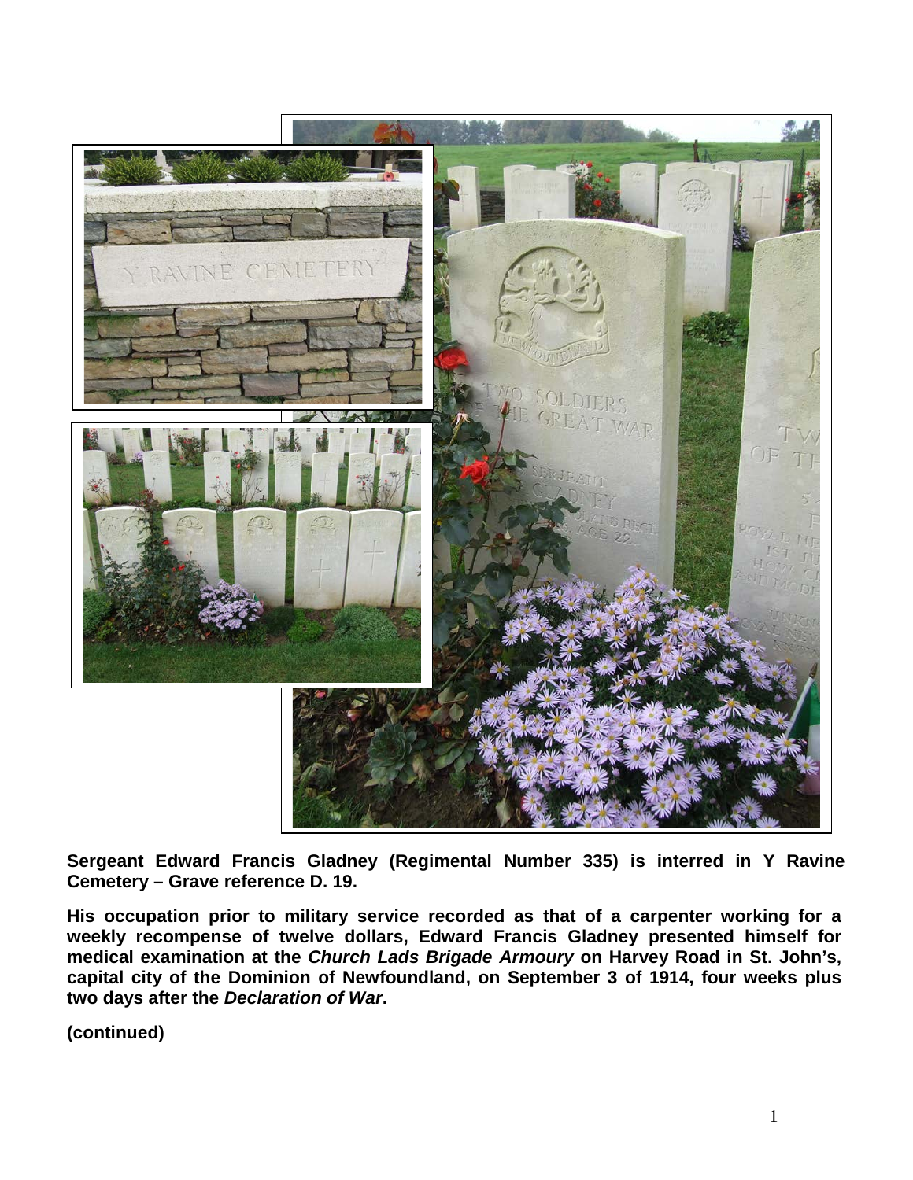**Sergeant Edward Francis Gladney (Regimental Number 335) is interred in Y Ravine Cemetery – Grave reference D. 19.**

**His occupation prior to military service recorded as that of a carpenter working for a weekly recompense of twelve dollars, Edward Francis Gladney presented himself for medical examination at the *Church Lads Brigade Armoury* on Harvey Road in St. John's, capital city of the Dominion of Newfoundland, on September 3 of 1914, four weeks plus two days after the *Declaration of War*.**

**(continued)**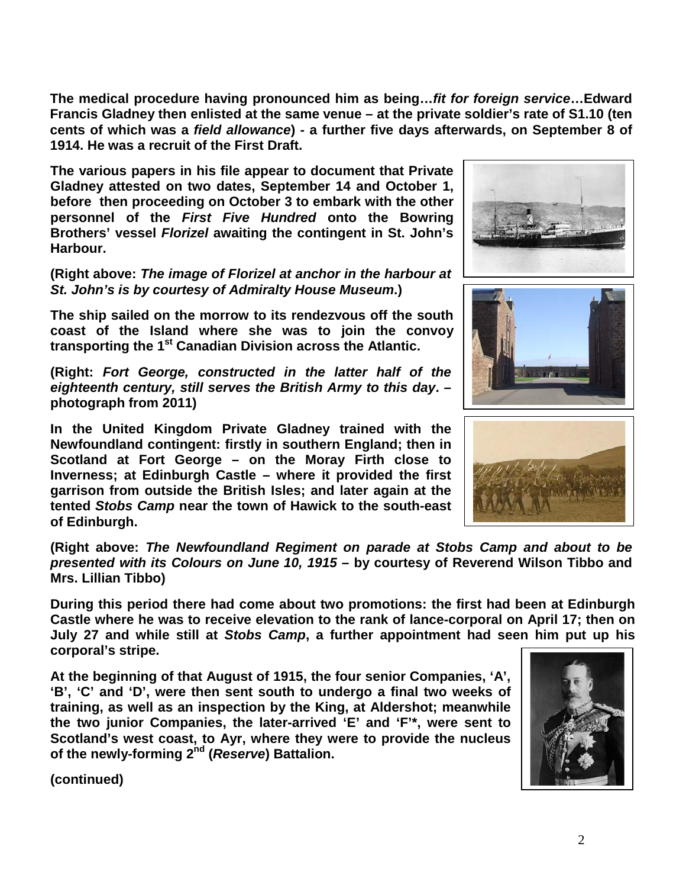**The medical procedure having pronounced him as being…*fit for foreign service*…Edward Francis Gladney then enlisted at the same venue – at the private soldier's rate of S1.10 (ten cents of which was a *field allowance*) - a further five days afterwards, on September 8 of 1914. He was a recruit of the First Draft.**

**The various papers in his file appear to document that Private Gladney attested on two dates, September 14 and October 1, before then proceeding on October 3 to embark with the other personnel of the *First Five Hundred* onto the Bowring Brothers' vessel *Florizel* awaiting the contingent in St. John's Harbour.**

**(Right above: *The image of Florizel at anchor in the harbour at St. John's is by courtesy of Admiralty House Museum*.)**

**The ship sailed on the morrow to its rendezvous off the south coast of the Island where she was to join the convoy transporting the 1st Canadian Division across the Atlantic.**

**(Right: *Fort George, constructed in the latter half of the eighteenth century, still serves the British Army to this day*. – photograph from 2011)**

**In the United Kingdom Private Gladney trained with the Newfoundland contingent: firstly in southern England; then in Scotland at Fort George – on the Moray Firth close to Inverness; at Edinburgh Castle – where it provided the first garrison from outside the British Isles; and later again at the tented *Stobs Camp* near the town of Hawick to the south-east of Edinburgh.**

**(Right above: *The Newfoundland Regiment on parade at Stobs Camp and about to be presented with its Colours on June 10, 1915* – by courtesy of Reverend Wilson Tibbo and Mrs. Lillian Tibbo)**

**During this period there had come about two promotions: the first had been at Edinburgh Castle where he was to receive elevation to the rank of lance-corporal on April 17; then on July 27 and while still at *Stobs Camp*, a further appointment had seen him put up his corporal's stripe.**

**At the beginning of that August of 1915, the four senior Companies, 'A', 'B', 'C' and 'D', were then sent south to undergo a final two weeks of training, as well as an inspection by the King, at Aldershot; meanwhile the two junior Companies, the later-arrived 'E' and 'F'*, were sent to Scotland's west coast, to Ayr, where they were to provide the nucleus of the newly-forming 2nd (*Reserve*) Battalion.**

**(continued)**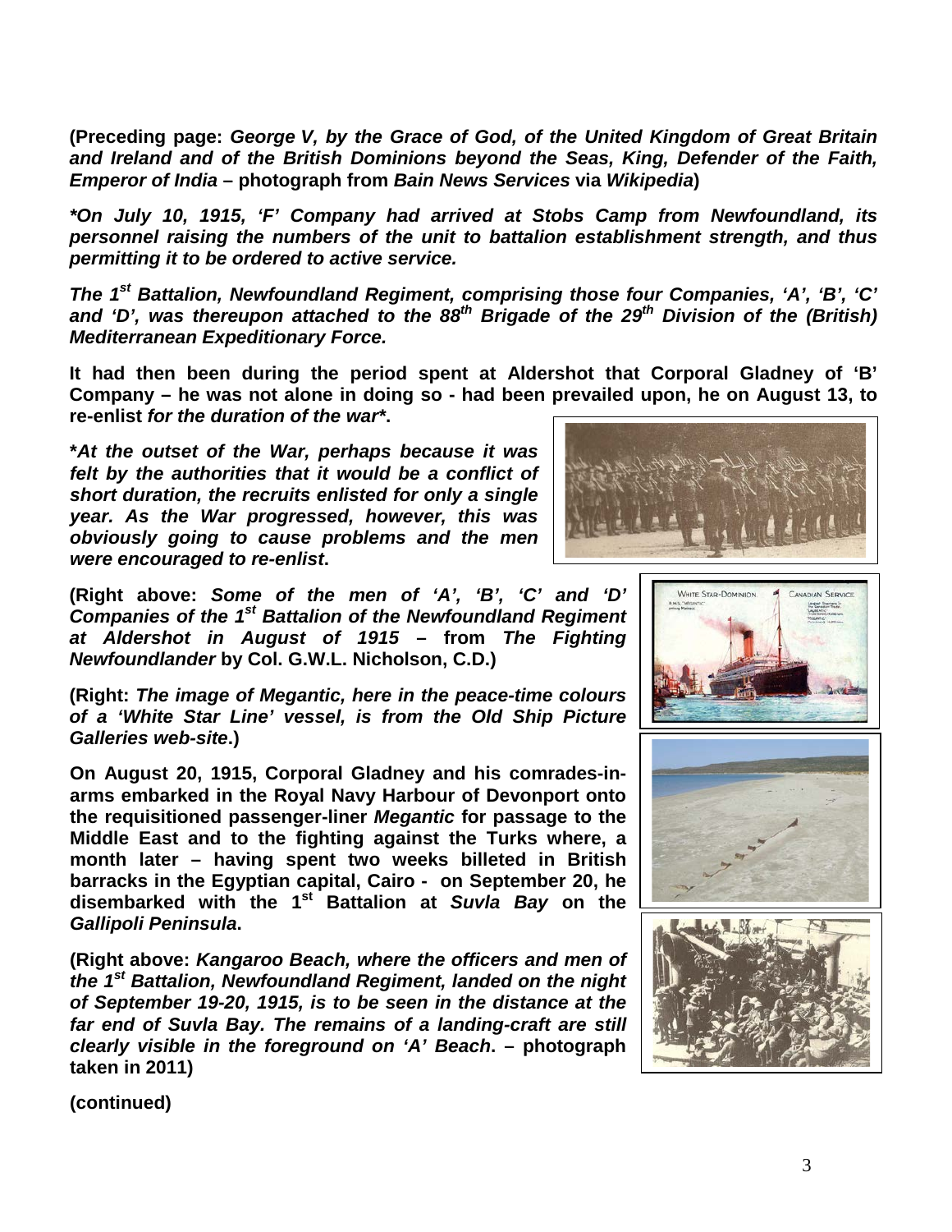**(Preceding page: *George V, by the Grace of God, of the United Kingdom of Great Britain and Ireland and of the British Dominions beyond the Seas, King, Defender of the Faith, Emperor of India* – photograph from *Bain News Services* via *Wikipedia*)**

***\*On July 10, 1915, 'F' Company had arrived at Stobs Camp from Newfoundland, its personnel raising the numbers of the unit to battalion establishment strength, and thus permitting it to be ordered to active service.***

***The 1st Battalion, Newfoundland Regiment, comprising those four Companies, 'A', 'B', 'C' and 'D', was thereupon attached to the 88th Brigade of the 29th Division of the (British) Mediterranean Expeditionary Force.***

**It had then been during the period spent at Aldershot that Corporal Gladney of 'B' Company – he was not alone in doing so - had been prevailed upon, he on August 13, to re-enlist *for the duration of the war*\*.**

***\*At the outset of the War, perhaps because it was felt by the authorities that it would be a conflict of short duration, the recruits enlisted for only a single year. As the War progressed, however, this was obviously going to cause problems and the men were encouraged to re-enlist*.**

**(Right above: *Some of the men of 'A', 'B', 'C' and 'D' Companies of the 1st Battalion of the Newfoundland Regiment at Aldershot in August of 1915* – from *The Fighting Newfoundlander* by Col. G.W.L. Nicholson, C.D.)**

**(Right: *The image of Megantic, here in the peace-time colours of a 'White Star Line' vessel, is from the Old Ship Picture Galleries web-site*.)**

**On August 20, 1915, Corporal Gladney and his comrades-in-arms embarked in the Royal Navy Harbour of Devonport onto the requisitioned passenger-liner *Megantic* for passage to the Middle East and to the fighting against the Turks where, a month later – having spent two weeks billeted in British barracks in the Egyptian capital, Cairo - on September 20, he disembarked with the 1st Battalion at *Suvla Bay* on the *Gallipoli Peninsula*.**

**(Right above: *Kangaroo Beach, where the officers and men of the 1st Battalion, Newfoundland Regiment, landed on the night of September 19-20, 1915, is to be seen in the distance at the far end of Suvla Bay. The remains of a landing-craft are still clearly visible in the foreground on 'A' Beach*. – photograph taken in 2011)**

**(continued)**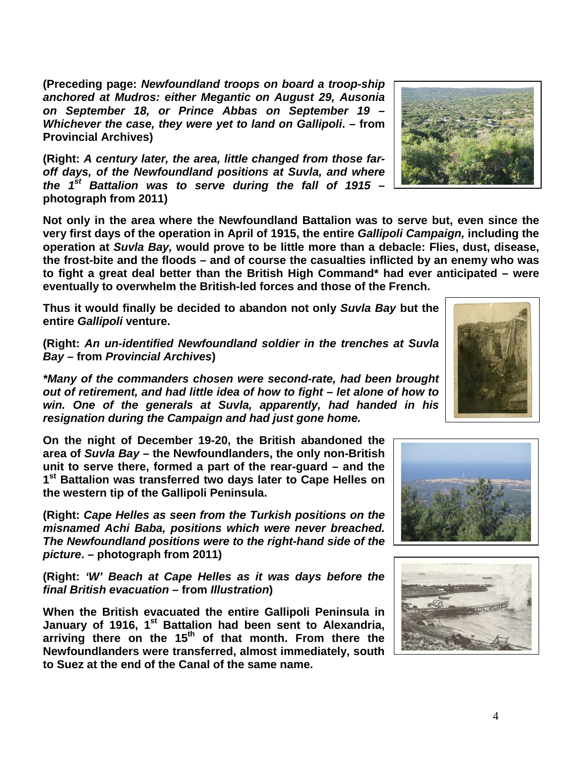**(Preceding page: *Newfoundland troops on board a troop-ship anchored at Mudros: either Megantic on August 29, Ausonia on September 18, or Prince Abbas on September 19 – Whichever the case, they were yet to land on Gallipoli*. – from Provincial Archives)**

**(Right: *A century later, the area, little changed from those far-off days, of the Newfoundland positions at Suvla, and where the 1st Battalion was to serve during the fall of 1915* – photograph from 2011)**

**Not only in the area where the Newfoundland Battalion was to serve but, even since the very first days of the operation in April of 1915, the entire *Gallipoli Campaign,* including the operation at *Suvla Bay,* would prove to be little more than a debacle: Flies, dust, disease, the frost-bite and the floods – and of course the casualties inflicted by an enemy who was to fight a great deal better than the British High Command\* had ever anticipated – were eventually to overwhelm the British-led forces and those of the French.**

**Thus it would finally be decided to abandon not only *Suvla Bay* but the entire *Gallipoli* venture.**

**(Right: *An un-identified Newfoundland soldier in the trenches at Suvla Bay* – from *Provincial Archives*)**

***\*Many of the commanders chosen were second-rate, had been brought out of retirement, and had little idea of how to fight – let alone of how to win. One of the generals at Suvla, apparently, had handed in his resignation during the Campaign and had just gone home.***

**On the night of December 19-20, the British abandoned the area of *Suvla Bay* – the Newfoundlanders, the only non-British unit to serve there, formed a part of the rear-guard – and the 1st Battalion was transferred two days later to Cape Helles on the western tip of the Gallipoli Peninsula.**

**(Right: *Cape Helles as seen from the Turkish positions on the misnamed Achi Baba, positions which were never breached. The Newfoundland positions were to the right-hand side of the picture*. – photograph from 2011)**

**(Right: *'W' Beach at Cape Helles as it was days before the final British evacuation* – from *Illustration*)**

**When the British evacuated the entire Gallipoli Peninsula in January of 1916, 1st Battalion had been sent to Alexandria, arriving there on the 15th of that month. From there the Newfoundlanders were transferred, almost immediately, south to Suez at the end of the Canal of the same name.**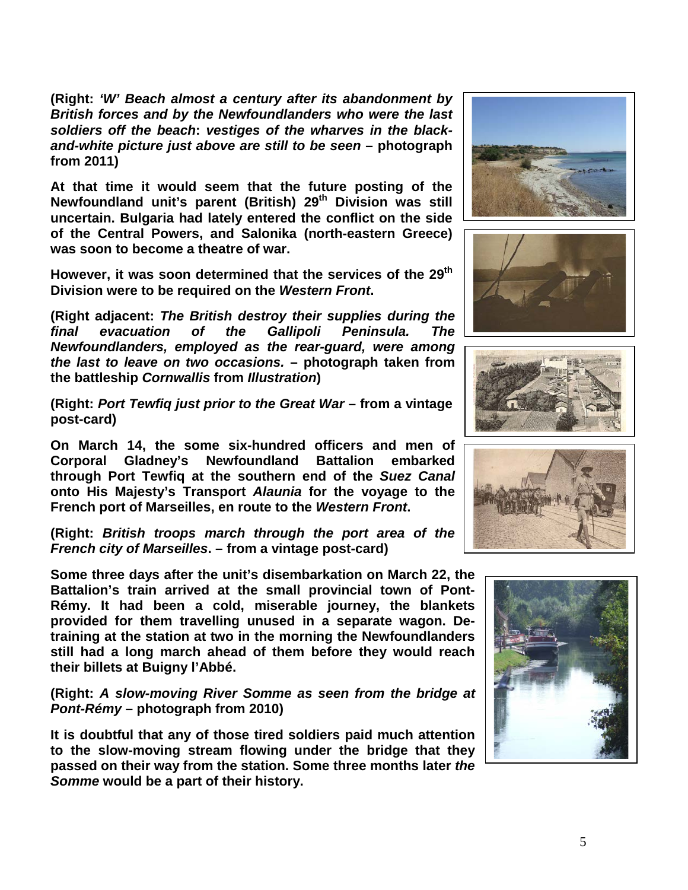**(Right:** ***'W' Beach almost a century after its abandonment by British forces and by the Newfoundlanders who were the last soldiers off the beach*****:** ***vestiges of the wharves in the black-and-white picture just above are still to be seen*** **– photograph from 2011)**

**At that time it would seem that the future posting of the Newfoundland unit's parent (British) 29th Division was still uncertain. Bulgaria had lately entered the conflict on the side of the Central Powers, and Salonika (north-eastern Greece) was soon to become a theatre of war.**

**However, it was soon determined that the services of the 29th Division were to be required on the** ***Western Front*****.**

**(Right adjacent:** ***The British destroy their supplies during the final evacuation of the Gallipoli Peninsula. The Newfoundlanders, employed as the rear-guard, were among the last to leave on two occasions.*** **– photograph taken from the battleship** ***Cornwallis*** **from** ***Illustration*****)**

**(Right:** ***Port Tewfiq just prior to the Great War*** **– from a vintage post-card)**

**On March 14, the some six-hundred officers and men of Corporal Gladney's Newfoundland Battalion embarked through Port Tewfiq at the southern end of the** ***Suez Canal*** **onto His Majesty's Transport** ***Alaunia*** **for the voyage to the French port of Marseilles, en route to the** ***Western Front*****.**

**(Right:** ***British troops march through the port area of the French city of Marseilles*****. – from a vintage post-card)**

**Some three days after the unit's disembarkation on March 22, the Battalion's train arrived at the small provincial town of Pont-Rémy. It had been a cold, miserable journey, the blankets provided for them travelling unused in a separate wagon. De-training at the station at two in the morning the Newfoundlanders still had a long march ahead of them before they would reach their billets at Buigny l'Abbé.**

**(Right:** ***A slow-moving River Somme as seen from the bridge at Pont-Rémy*** **– photograph from 2010)**

**It is doubtful that any of those tired soldiers paid much attention to the slow-moving stream flowing under the bridge that they passed on their way from the station. Some three months later** ***the Somme*** **would be a part of their history.**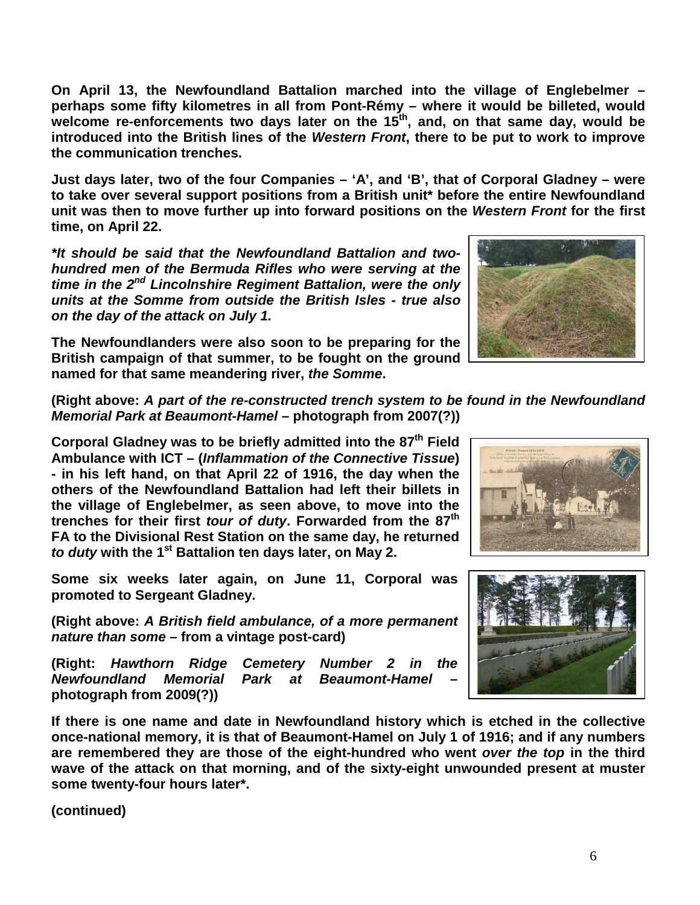**On April 13, the Newfoundland Battalion marched into the village of Englebelmer – perhaps some fifty kilometres in all from Pont-Rémy – where it would be billeted, would welcome re-enforcements two days later on the 15th, and, on that same day, would be introduced into the British lines of the *Western Front*, there to be put to work to improve the communication trenches.**

**Just days later, two of the four Companies – 'A', and 'B', that of Corporal Gladney – were to take over several support positions from a British unit* before the entire Newfoundland unit was then to move further up into forward positions on the *Western Front* for the first time, on April 22.**

***\*It should be said that the Newfoundland Battalion and two-hundred men of the Bermuda Rifles who were serving at the time in the 2nd Lincolnshire Regiment Battalion, were the only units at the Somme from outside the British Isles - true also on the day of the attack on July 1.***

**The Newfoundlanders were also soon to be preparing for the British campaign of that summer, to be fought on the ground named for that same meandering river, *the Somme*.**

**(Right above: *A part of the re-constructed trench system to be found in the Newfoundland Memorial Park at Beaumont-Hamel* – photograph from 2007(?))**

**Corporal Gladney was to be briefly admitted into the 87th Field Ambulance with ICT – (*Inflammation of the Connective Tissue*) - in his left hand, on that April 22 of 1916, the day when the others of the Newfoundland Battalion had left their billets in the village of Englebelmer, as seen above, to move into the trenches for their first *tour of duty*. Forwarded from the 87th FA to the Divisional Rest Station on the same day, he returned *to duty* with the 1st Battalion ten days later, on May 2.**

**Some six weeks later again, on June 11, Corporal was promoted to Sergeant Gladney.**

**(Right above: *A British field ambulance, of a more permanent nature than some* – from a vintage post-card)**

**(Right: *Hawthorn Ridge Cemetery Number 2 in the Newfoundland Memorial Park at Beaumont-Hamel* – photograph from 2009(?))**

**If there is one name and date in Newfoundland history which is etched in the collective once-national memory, it is that of Beaumont-Hamel on July 1 of 1916; and if any numbers are remembered they are those of the eight-hundred who went *over the top* in the third wave of the attack on that morning, and of the sixty-eight unwounded present at muster some twenty-four hours later*.**

**(continued)**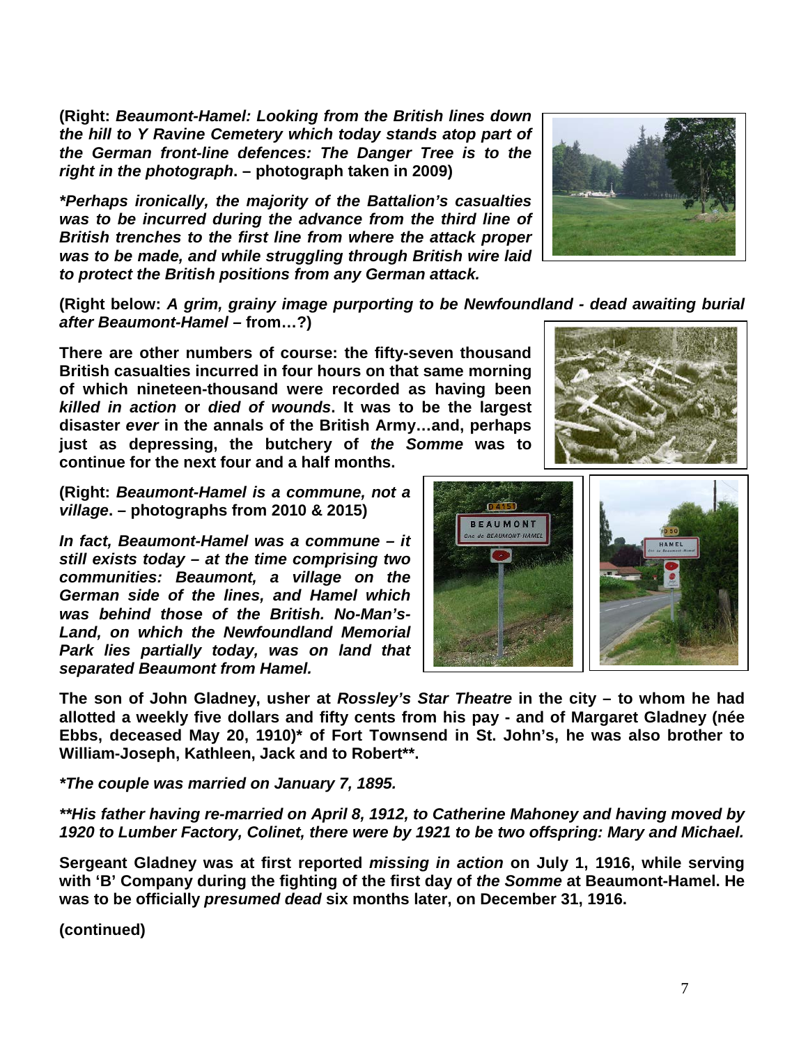**(Right: *Beaumont-Hamel: Looking from the British lines down the hill to Y Ravine Cemetery which today stands atop part of the German front-line defences: The Danger Tree is to the right in the photograph*. – photograph taken in 2009)**

***\*Perhaps ironically, the majority of the Battalion's casualties was to be incurred during the advance from the third line of British trenches to the first line from where the attack proper was to be made, and while struggling through British wire laid to protect the British positions from any German attack.***

**(Right below: *A grim, grainy image purporting to be Newfoundland - dead awaiting burial after Beaumont-Hamel* – from…?)**

**There are other numbers of course: the fifty-seven thousand British casualties incurred in four hours on that same morning of which nineteen-thousand were recorded as having been *killed in action* or *died of wounds*. It was to be the largest disaster *ever* in the annals of the British Army…and, perhaps just as depressing, the butchery of *the Somme* was to continue for the next four and a half months.**

**(Right: *Beaumont-Hamel is a commune, not a village*. – photographs from 2010 & 2015)**

***In fact, Beaumont-Hamel was a commune – it still exists today – at the time comprising two communities: Beaumont, a village on the German side of the lines, and Hamel which was behind those of the British. No-Man's-Land, on which the Newfoundland Memorial Park lies partially today, was on land that separated Beaumont from Hamel.***

**The son of John Gladney, usher at *Rossley's Star Theatre* in the city – to whom he had allotted a weekly five dollars and fifty cents from his pay - and of Margaret Gladney (née Ebbs, deceased May 20, 1910)\* of Fort Townsend in St. John's, he was also brother to William-Joseph, Kathleen, Jack and to Robert\*\*.**

***\*The couple was married on January 7, 1895.***

***\*\*His father having re-married on April 8, 1912, to Catherine Mahoney and having moved by 1920 to Lumber Factory, Colinet, there were by 1921 to be two offspring: Mary and Michael.***

**Sergeant Gladney was at first reported *missing in action* on July 1, 1916, while serving with 'B' Company during the fighting of the first day of *the Somme* at Beaumont-Hamel. He was to be officially *presumed dead* six months later, on December 31, 1916.**

**(continued)**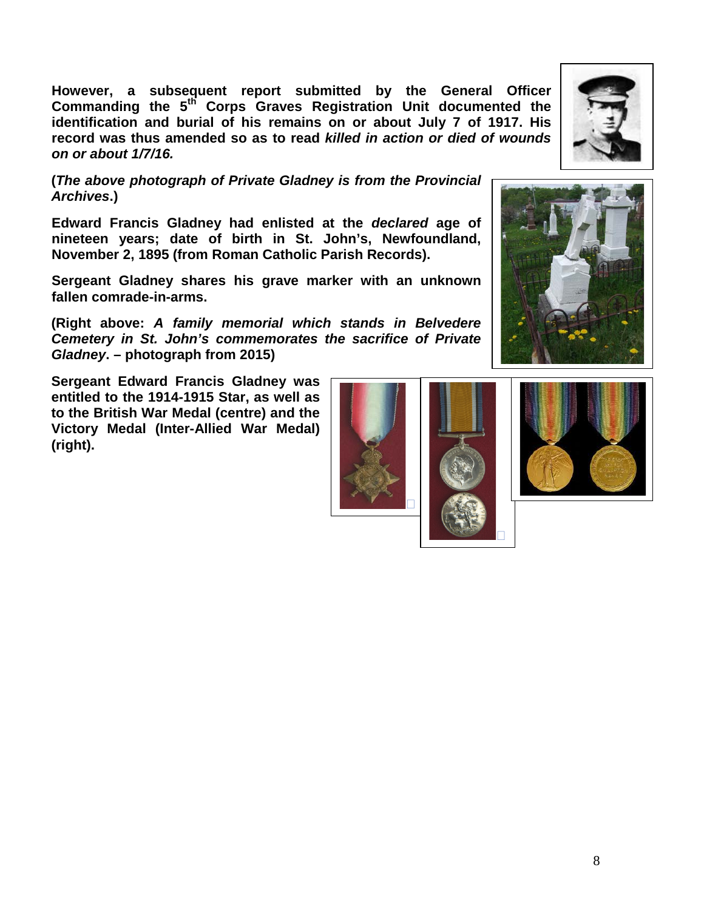**However, a subsequent report submitted by the General Officer Commanding the 5th Corps Graves Registration Unit documented the identification and burial of his remains on or about July 7 of 1917. His record was thus amended so as to read *killed in action or died of wounds on or about 1/7/16.***

**(*The above photograph of Private Gladney is from the Provincial Archives*.)**

**Edward Francis Gladney had enlisted at the *declared* age of nineteen years; date of birth in St. John's, Newfoundland, November 2, 1895 (from Roman Catholic Parish Records).**

**Sergeant Gladney shares his grave marker with an unknown fallen comrade-in-arms.**

**(Right above: *A family memorial which stands in Belvedere Cemetery in St. John's commemorates the sacrifice of Private Gladney*. – photograph from 2015)**

**Sergeant Edward Francis Gladney was entitled to the 1914-1915 Star, as well as to the British War Medal (centre) and the Victory Medal (Inter-Allied War Medal) (right).**